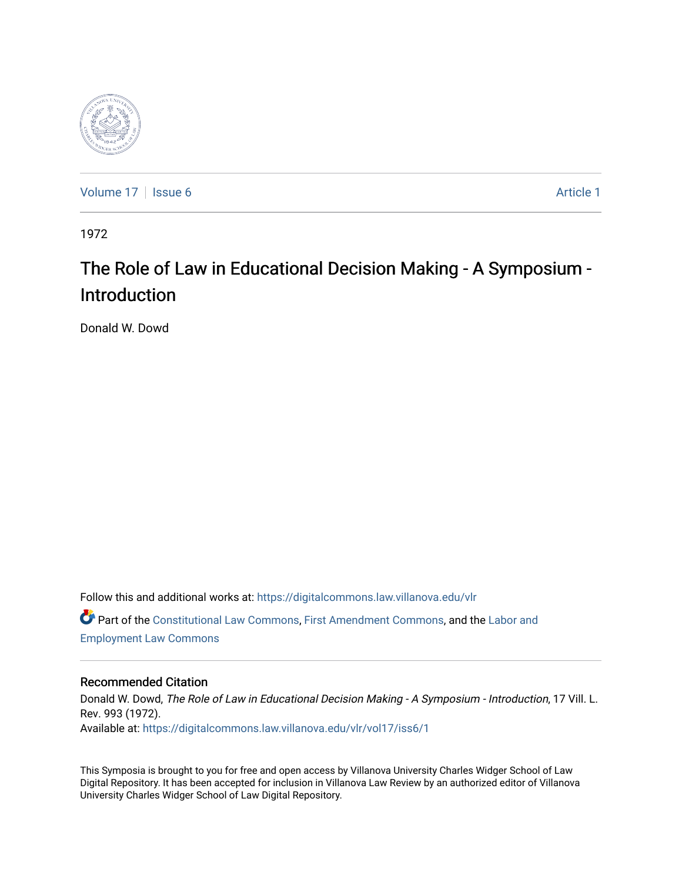Volume 17 | Issue 6 | Article 1

1972

# The Role of Law in Educational Decision Making - A Symposium - Introduction

Donald W. Dowd

Follow this and additional works at: https://digitalcommons.law.villanova.edu/vlr

Part of the Constitutional Law Commons, First Amendment Commons, and the Labor and Employment Law Commons

## Recommended Citation

Donald W. Dowd, *The Role of Law in Educational Decision Making - A Symposium - Introduction*, 17 Vill. L. Rev. 993 (1972).

Available at: https://digitalcommons.law.villanova.edu/vlr/vol17/iss6/1

This Symposia is brought to you for free and open access by Villanova University Charles Widger School of Law Digital Repository. It has been accepted for inclusion in Villanova Law Review by an authorized editor of Villanova University Charles Widger School of Law Digital Repository.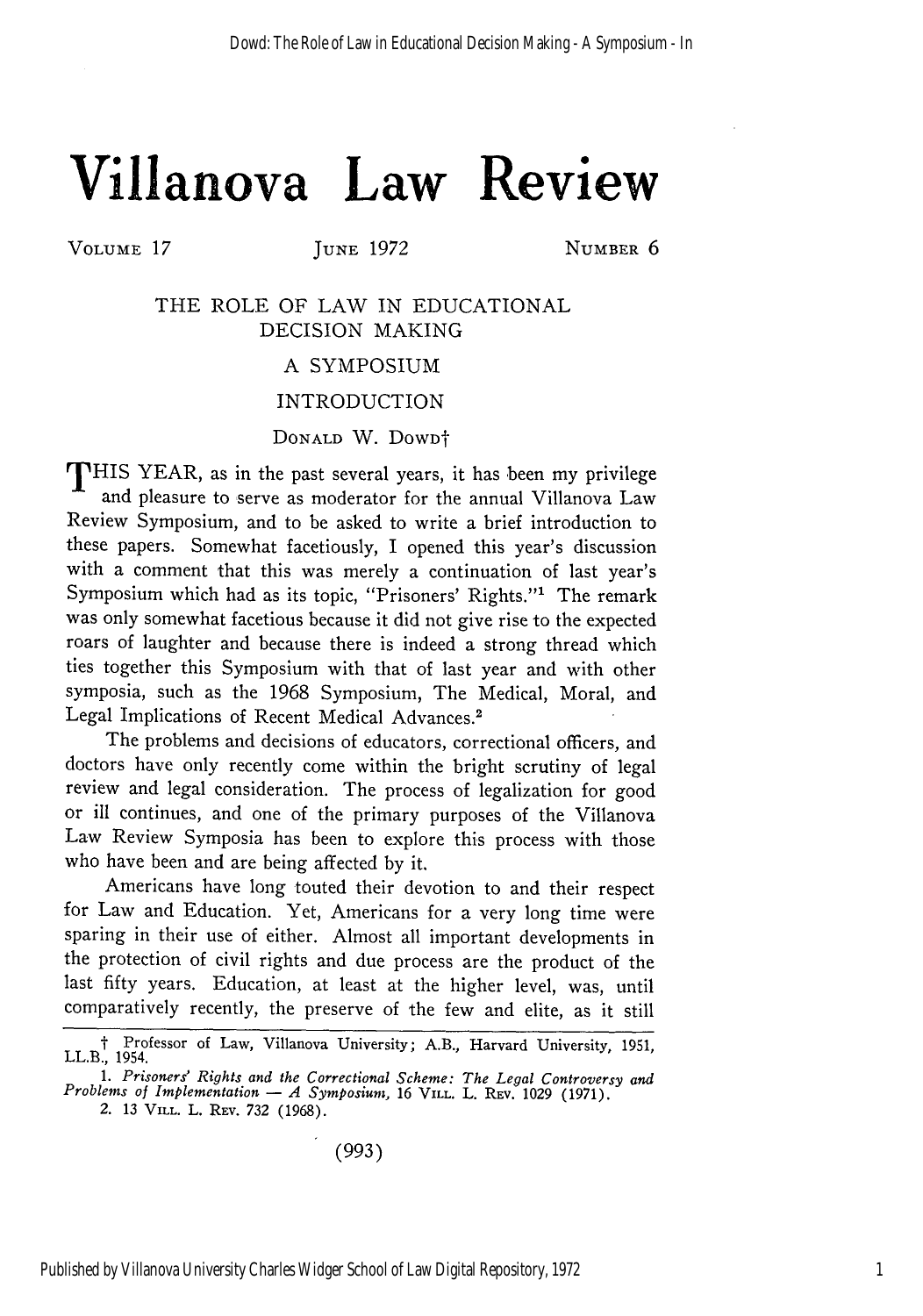# Villanova Law Review

VOLUME 17 JUNE 1972 NUMBER 6

## THE ROLE OF LAW IN EDUCATIONAL DECISION MAKING

### A SYMPOSIUM

### INTRODUCTION

DONALD W. DOWD†

THIS YEAR, as in the past several years, it has been my privilege and pleasure to serve as moderator for the annual Villanova Law Review Symposium, and to be asked to write a brief introduction to these papers. Somewhat facetiously, I opened this year's discussion with a comment that this was merely a continuation of last year's Symposium which had as its topic, "Prisoners' Rights."[1] The remark was only somewhat facetious because it did not give rise to the expected roars of laughter and because there is indeed a strong thread which ties together this Symposium with that of last year and with other symposia, such as the 1968 Symposium, The Medical, Moral, and Legal Implications of Recent Medical Advances.[2]

The problems and decisions of educators, correctional officers, and doctors have only recently come within the bright scrutiny of legal review and legal consideration. The process of legalization for good or ill continues, and one of the primary purposes of the Villanova Law Review Symposia has been to explore this process with those who have been and are being affected by it.

Americans have long touted their devotion to and their respect for Law and Education. Yet, Americans for a very long time were sparing in their use of either. Almost all important developments in the protection of civil rights and due process are the product of the last fifty years. Education, at least at the higher level, was, until comparatively recently, the preserve of the few and elite, as it still

---

† Professor of Law, Villanova University; A.B., Harvard University, 1951, LL.B., 1954.

1. *Prisoners' Rights and the Correctional Scheme: The Legal Controversy and Problems of Implementation — A Symposium*, 16 VILL. L. REV. 1029 (1971).

2. 13 VILL. L. REV. 732 (1968).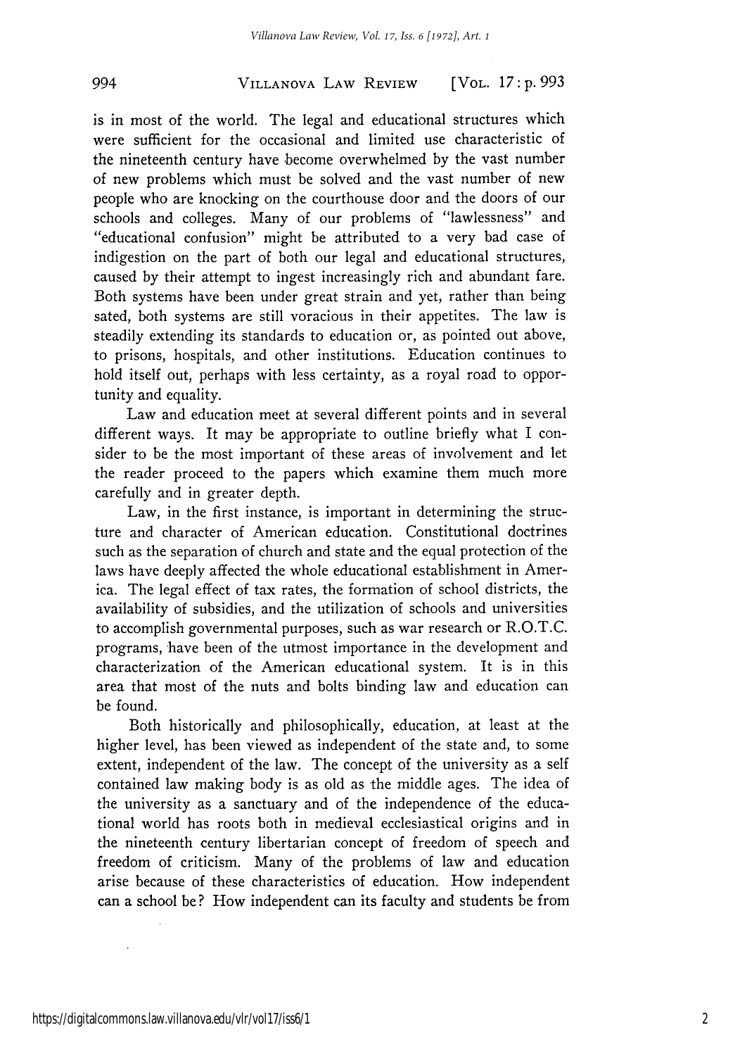is in most of the world. The legal and educational structures which were sufficient for the occasional and limited use characteristic of the nineteenth century have become overwhelmed by the vast number of new problems which must be solved and the vast number of new people who are knocking on the courthouse door and the doors of our schools and colleges. Many of our problems of "lawlessness" and "educational confusion" might be attributed to a very bad case of indigestion on the part of both our legal and educational structures, caused by their attempt to ingest increasingly rich and abundant fare. Both systems have been under great strain and yet, rather than being sated, both systems are still voracious in their appetites. The law is steadily extending its standards to education or, as pointed out above, to prisons, hospitals, and other institutions. Education continues to hold itself out, perhaps with less certainty, as a royal road to opportunity and equality.

Law and education meet at several different points and in several different ways. It may be appropriate to outline briefly what I consider to be the most important of these areas of involvement and let the reader proceed to the papers which examine them much more carefully and in greater depth.

Law, in the first instance, is important in determining the structure and character of American education. Constitutional doctrines such as the separation of church and state and the equal protection of the laws have deeply affected the whole educational establishment in America. The legal effect of tax rates, the formation of school districts, the availability of subsidies, and the utilization of schools and universities to accomplish governmental purposes, such as war research or R.O.T.C. programs, have been of the utmost importance in the development and characterization of the American educational system. It is in this area that most of the nuts and bolts binding law and education can be found.

Both historically and philosophically, education, at least at the higher level, has been viewed as independent of the state and, to some extent, independent of the law. The concept of the university as a self contained law making body is as old as the middle ages. The idea of the university as a sanctuary and of the independence of the educational world has roots both in medieval ecclesiastical origins and in the nineteenth century libertarian concept of freedom of speech and freedom of criticism. Many of the problems of law and education arise because of these characteristics of education. How independent can a school be? How independent can its faculty and students be from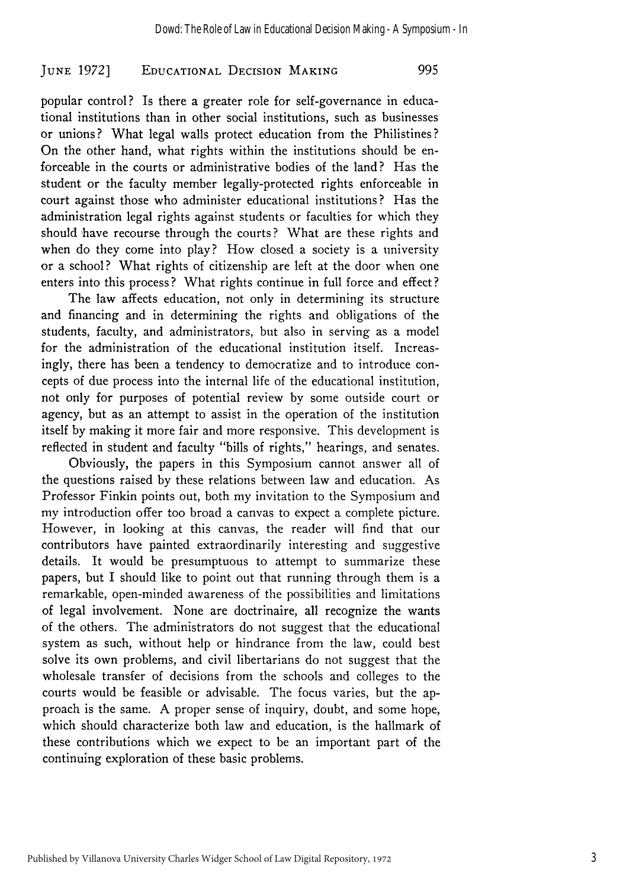popular control? Is there a greater role for self-governance in educational institutions than in other social institutions, such as businesses or unions? What legal walls protect education from the Philistines? On the other hand, what rights within the institutions should be enforceable in the courts or administrative bodies of the land? Has the student or the faculty member legally-protected rights enforceable in court against those who administer educational institutions? Has the administration legal rights against students or faculties for which they should have recourse through the courts? What are these rights and when do they come into play? How closed a society is a university or a school? What rights of citizenship are left at the door when one enters into this process? What rights continue in full force and effect?

The law affects education, not only in determining its structure and financing and in determining the rights and obligations of the students, faculty, and administrators, but also in serving as a model for the administration of the educational institution itself. Increasingly, there has been a tendency to democratize and to introduce concepts of due process into the internal life of the educational institution, not only for purposes of potential review by some outside court or agency, but as an attempt to assist in the operation of the institution itself by making it more fair and more responsive. This development is reflected in student and faculty "bills of rights," hearings, and senates.

Obviously, the papers in this Symposium cannot answer all of the questions raised by these relations between law and education. As Professor Finkin points out, both my invitation to the Symposium and my introduction offer too broad a canvas to expect a complete picture. However, in looking at this canvas, the reader will find that our contributors have painted extraordinarily interesting and suggestive details. It would be presumptuous to attempt to summarize these papers, but I should like to point out that running through them is a remarkable, open-minded awareness of the possibilities and limitations of legal involvement. None are doctrinaire, all recognize the wants of the others. The administrators do not suggest that the educational system as such, without help or hindrance from the law, could best solve its own problems, and civil libertarians do not suggest that the wholesale transfer of decisions from the schools and colleges to the courts would be feasible or advisable. The focus varies, but the approach is the same. A proper sense of inquiry, doubt, and some hope, which should characterize both law and education, is the hallmark of these contributions which we expect to be an important part of the continuing exploration of these basic problems.